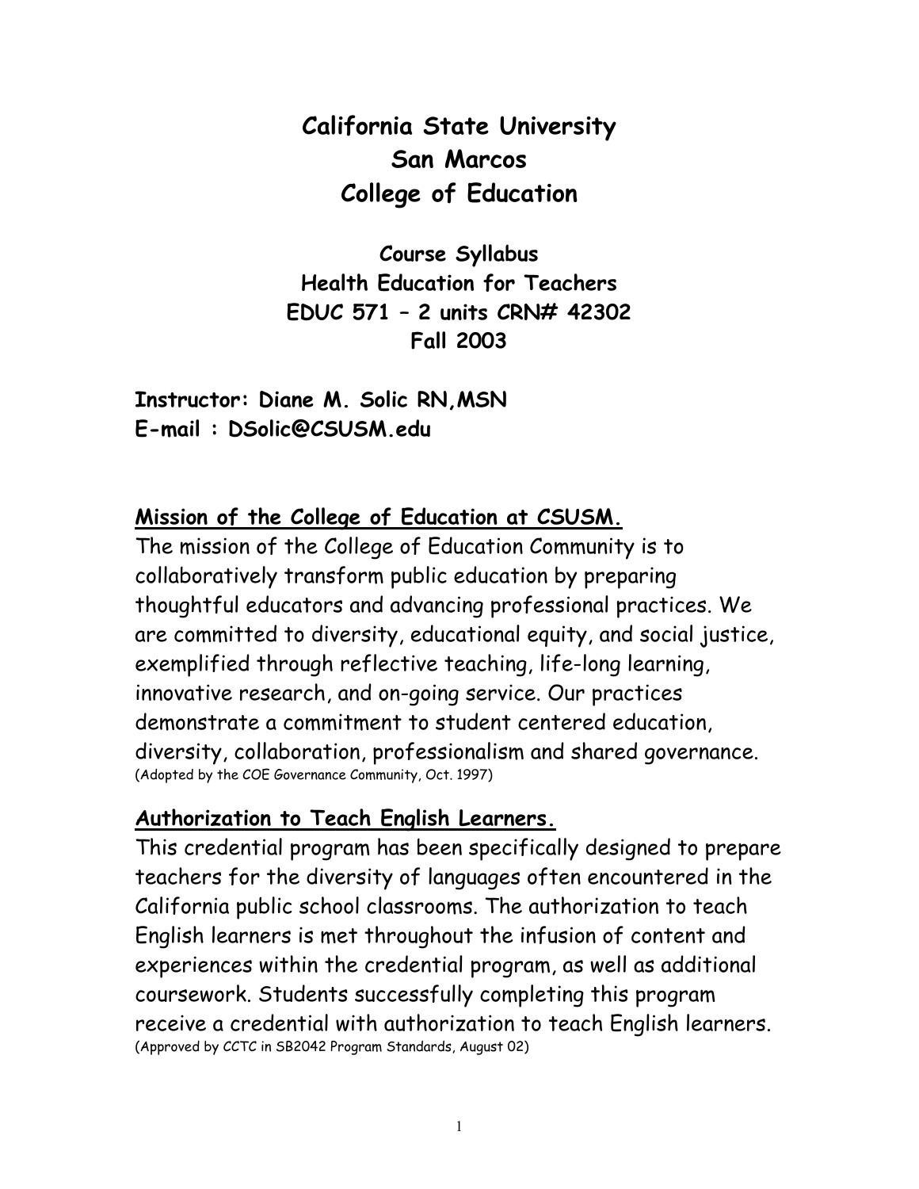# California State University
# San Marcos
# College of Education

## Course Syllabus
## Health Education for Teachers
## EDUC 571 – 2 units CRN# 42302
## Fall 2003

**Instructor: Diane M. Solic RN,MSN**
**E-mail : DSolic@CSUSM.edu**

### Mission of the College of Education at CSUSM.

The mission of the College of Education Community is to collaboratively transform public education by preparing thoughtful educators and advancing professional practices. We are committed to diversity, educational equity, and social justice, exemplified through reflective teaching, life-long learning, innovative research, and on-going service. Our practices demonstrate a commitment to student centered education, diversity, collaboration, professionalism and shared governance.
(Adopted by the COE Governance Community, Oct. 1997)

### Authorization to Teach English Learners.

This credential program has been specifically designed to prepare teachers for the diversity of languages often encountered in the California public school classrooms. The authorization to teach English learners is met throughout the infusion of content and experiences within the credential program, as well as additional coursework. Students successfully completing this program receive a credential with authorization to teach English learners.
(Approved by CCTC in SB2042 Program Standards, August 02)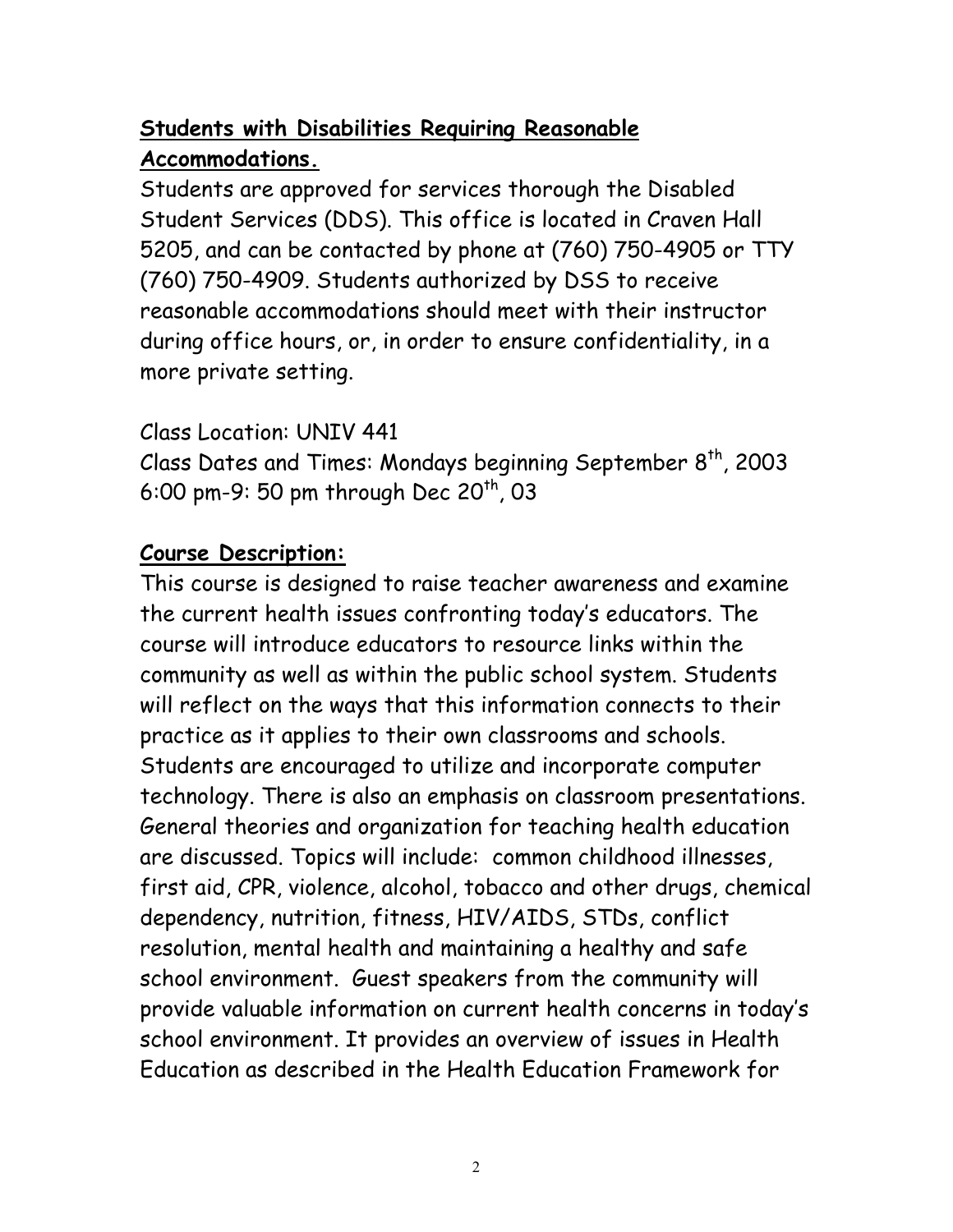**Students with Disabilities Requiring Reasonable Accommodations.**

Students are approved for services thorough the Disabled Student Services (DDS). This office is located in Craven Hall 5205, and can be contacted by phone at (760) 750-4905 or TTY (760) 750-4909. Students authorized by DSS to receive reasonable accommodations should meet with their instructor during office hours, or, in order to ensure confidentiality, in a more private setting.

Class Location: UNIV 441

Class Dates and Times: Mondays beginning September 8th, 2003 6:00 pm-9: 50 pm through Dec 20th, 03

**Course Description:**

This course is designed to raise teacher awareness and examine the current health issues confronting today's educators. The course will introduce educators to resource links within the community as well as within the public school system. Students will reflect on the ways that this information connects to their practice as it applies to their own classrooms and schools. Students are encouraged to utilize and incorporate computer technology. There is also an emphasis on classroom presentations. General theories and organization for teaching health education are discussed. Topics will include: common childhood illnesses, first aid, CPR, violence, alcohol, tobacco and other drugs, chemical dependency, nutrition, fitness, HIV/AIDS, STDs, conflict resolution, mental health and maintaining a healthy and safe school environment. Guest speakers from the community will provide valuable information on current health concerns in today's school environment. It provides an overview of issues in Health Education as described in the Health Education Framework for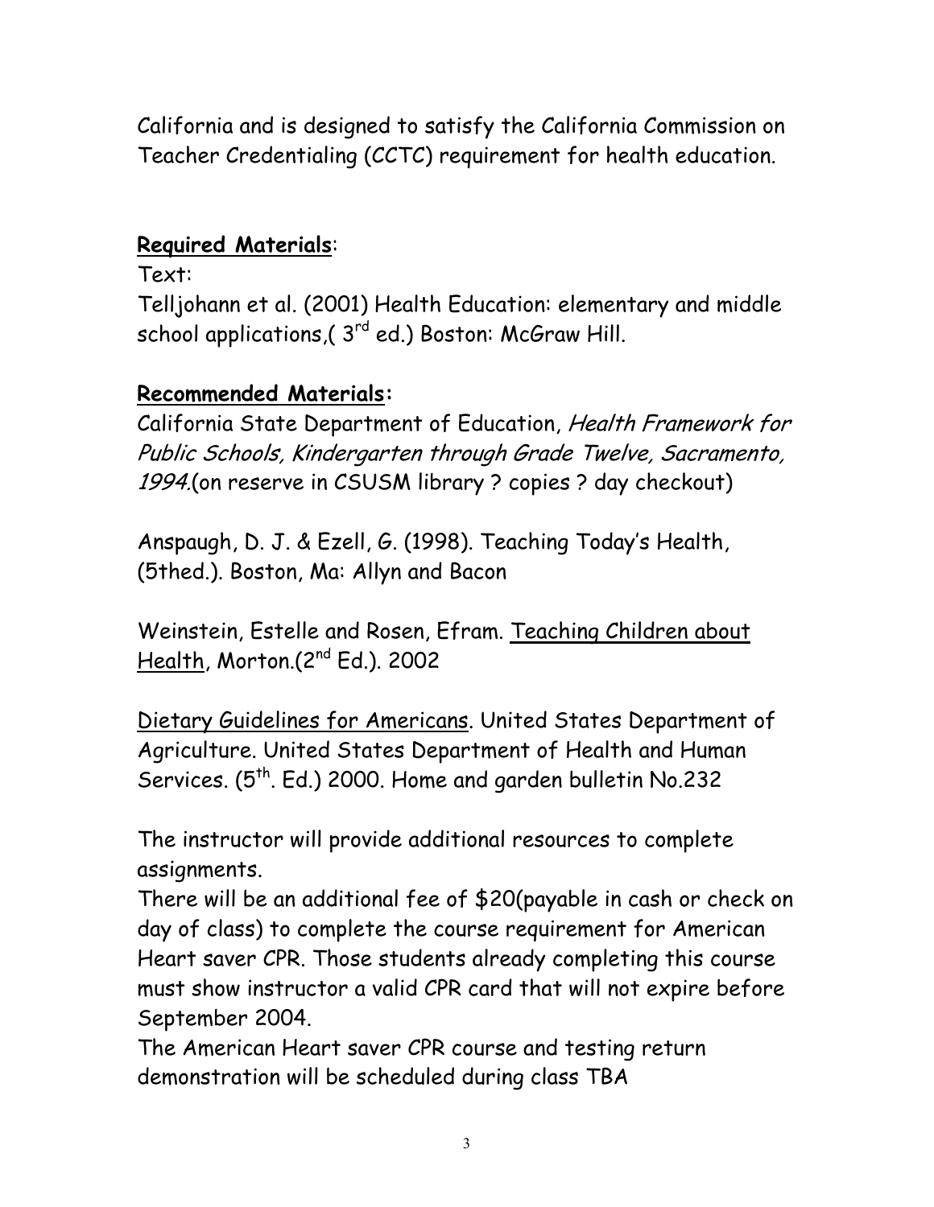California and is designed to satisfy the California Commission on Teacher Credentialing (CCTC) requirement for health education.

**<u>Required Materials</u>**:

Text:

Telljohann et al. (2001) Health Education: elementary and middle school applications,( 3rd ed.) Boston: McGraw Hill.

**<u>Recommended Materials</u>:**

California State Department of Education, *Health Framework for Public Schools, Kindergarten through Grade Twelve, Sacramento, 1994.*(on reserve in CSUSM library ? copies ? day checkout)

Anspaugh, D. J. & Ezell, G. (1998). Teaching Today's Health, (5thed.). Boston, Ma: Allyn and Bacon

Weinstein, Estelle and Rosen, Efram. <u>Teaching Children about Health</u>, Morton.(2nd Ed.). 2002

<u>Dietary Guidelines for Americans</u>. United States Department of Agriculture. United States Department of Health and Human Services. (5th. Ed.) 2000. Home and garden bulletin No.232

The instructor will provide additional resources to complete assignments.

There will be an additional fee of $20(payable in cash or check on day of class) to complete the course requirement for American Heart saver CPR. Those students already completing this course must show instructor a valid CPR card that will not expire before September 2004.

The American Heart saver CPR course and testing return demonstration will be scheduled during class TBA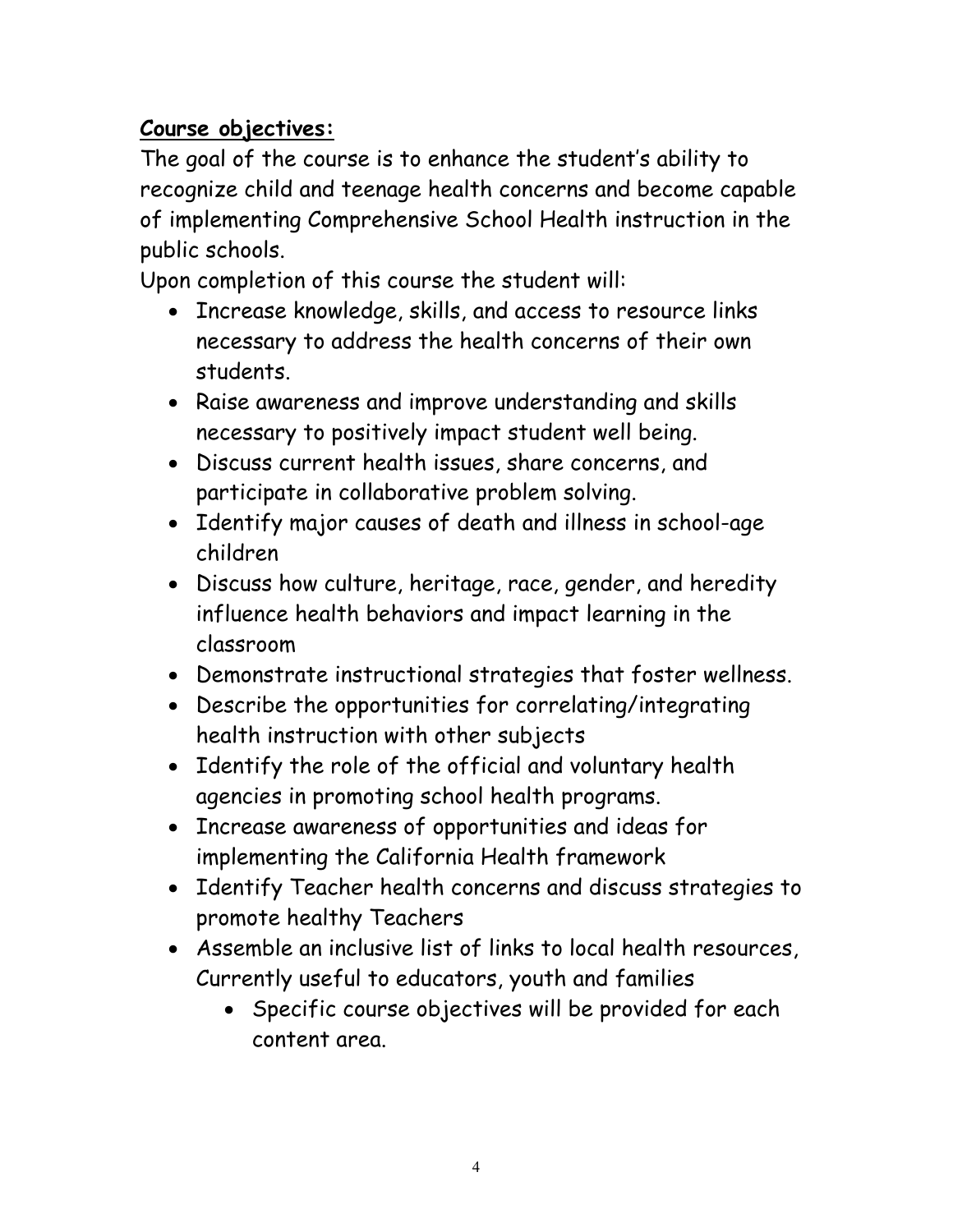**Course objectives:**

The goal of the course is to enhance the student's ability to recognize child and teenage health concerns and become capable of implementing Comprehensive School Health instruction in the public schools.

Upon completion of this course the student will:

- Increase knowledge, skills, and access to resource links necessary to address the health concerns of their own students.
- Raise awareness and improve understanding and skills necessary to positively impact student well being.
- Discuss current health issues, share concerns, and participate in collaborative problem solving.
- Identify major causes of death and illness in school-age children
- Discuss how culture, heritage, race, gender, and heredity influence health behaviors and impact learning in the classroom
- Demonstrate instructional strategies that foster wellness.
- Describe the opportunities for correlating/integrating health instruction with other subjects
- Identify the role of the official and voluntary health agencies in promoting school health programs.
- Increase awareness of opportunities and ideas for implementing the California Health framework
- Identify Teacher health concerns and discuss strategies to promote healthy Teachers
- Assemble an inclusive list of links to local health resources, Currently useful to educators, youth and families
    - Specific course objectives will be provided for each content area.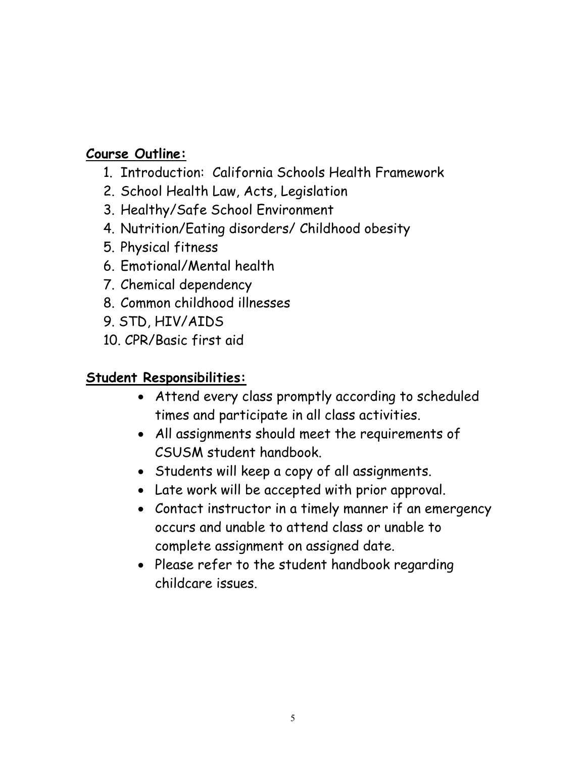**Course Outline:**

1. Introduction: California Schools Health Framework
2. School Health Law, Acts, Legislation
3. Healthy/Safe School Environment
4. Nutrition/Eating disorders/ Childhood obesity
5. Physical fitness
6. Emotional/Mental health
7. Chemical dependency
8. Common childhood illnesses
9. STD, HIV/AIDS
10. CPR/Basic first aid

**Student Responsibilities:**

- Attend every class promptly according to scheduled times and participate in all class activities.
- All assignments should meet the requirements of CSUSM student handbook.
- Students will keep a copy of all assignments.
- Late work will be accepted with prior approval.
- Contact instructor in a timely manner if an emergency occurs and unable to attend class or unable to complete assignment on assigned date.
- Please refer to the student handbook regarding childcare issues.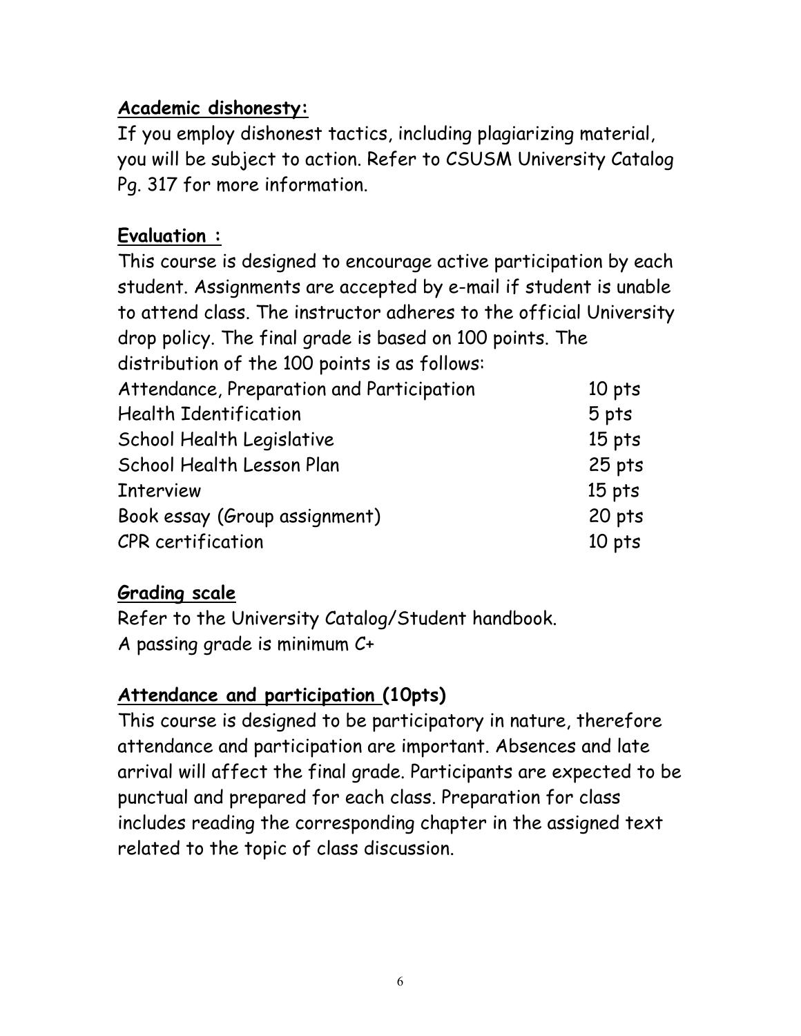**Academic dishonesty:**

If you employ dishonest tactics, including plagiarizing material, you will be subject to action. Refer to CSUSM University Catalog Pg. 317 for more information.

**Evaluation :**

This course is designed to encourage active participation by each student. Assignments are accepted by e-mail if student is unable to attend class. The instructor adheres to the official University drop policy. The final grade is based on 100 points. The distribution of the 100 points is as follows:

| | |
|---|---|
| Attendance, Preparation and Participation | 10 pts |
| Health Identification | 5 pts |
| School Health Legislative | 15 pts |
| School Health Lesson Plan | 25 pts |
| Interview | 15 pts |
| Book essay (Group assignment) | 20 pts |
| CPR certification | 10 pts |

**Grading scale**

Refer to the University Catalog/Student handbook.
A passing grade is minimum C+

**Attendance and participation (10pts)**

This course is designed to be participatory in nature, therefore attendance and participation are important. Absences and late arrival will affect the final grade. Participants are expected to be punctual and prepared for each class. Preparation for class includes reading the corresponding chapter in the assigned text related to the topic of class discussion.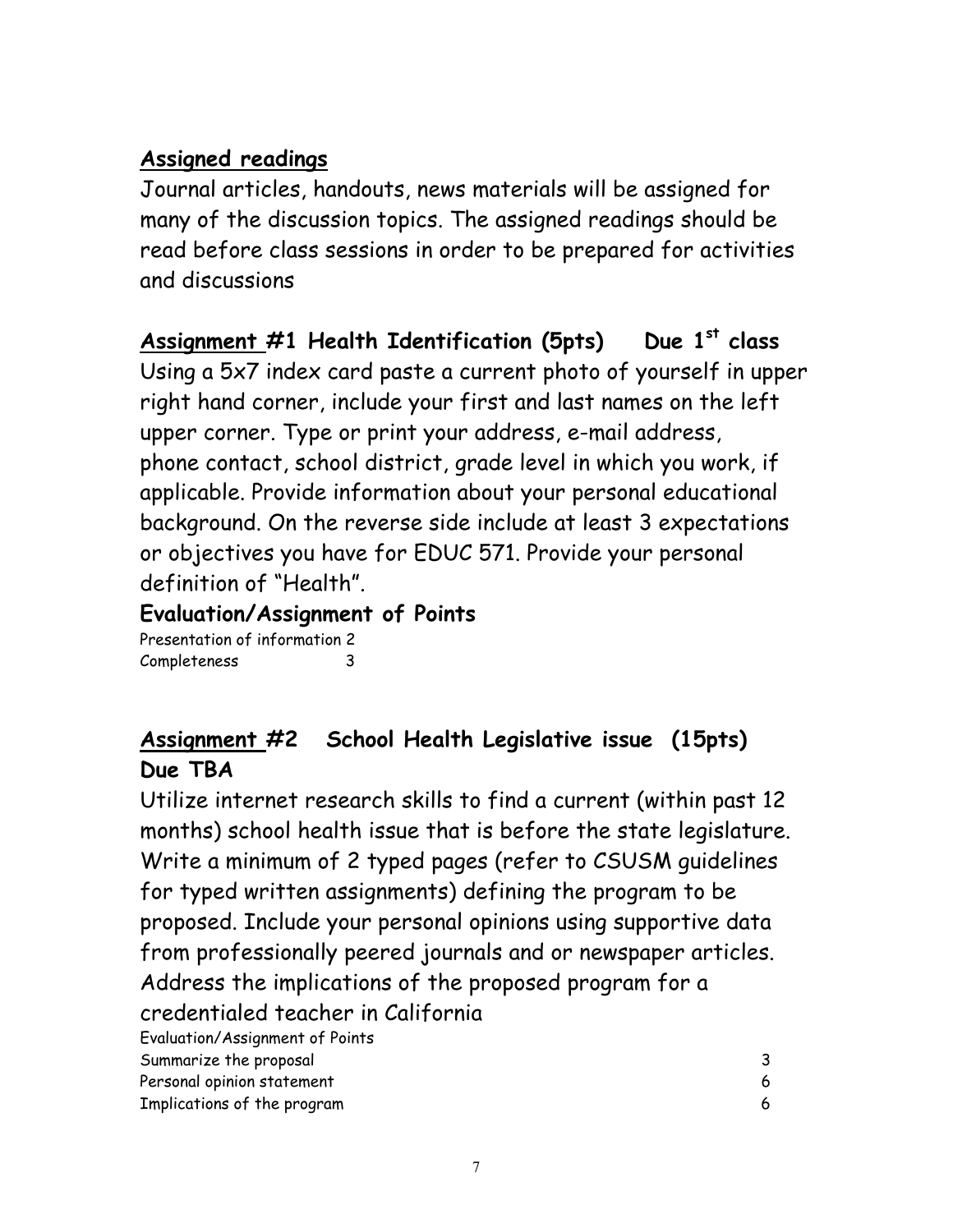**Assigned readings**

Journal articles, handouts, news materials will be assigned for many of the discussion topics. The assigned readings should be read before class sessions in order to be prepared for activities and discussions

**Assignment #1 Health Identification (5pts) Due 1st class**

Using a 5x7 index card paste a current photo of yourself in upper right hand corner, include your first and last names on the left upper corner. Type or print your address, e-mail address, phone contact, school district, grade level in which you work, if applicable. Provide information about your personal educational background. On the reverse side include at least 3 expectations or objectives you have for EDUC 571. Provide your personal definition of "Health".

**Evaluation/Assignment of Points**

| | |
|---|---|
| Presentation of information | 2 |
| Completeness | 3 |

**Assignment #2 School Health Legislative issue (15pts) Due TBA**

Utilize internet research skills to find a current (within past 12 months) school health issue that is before the state legislature. Write a minimum of 2 typed pages (refer to CSUSM guidelines for typed written assignments) defining the program to be proposed. Include your personal opinions using supportive data from professionally peered journals and or newspaper articles. Address the implications of the proposed program for a credentialed teacher in California

Evaluation/Assignment of Points

| | |
|---|---|
| Summarize the proposal | 3 |
| Personal opinion statement | 6 |
| Implications of the program | 6 |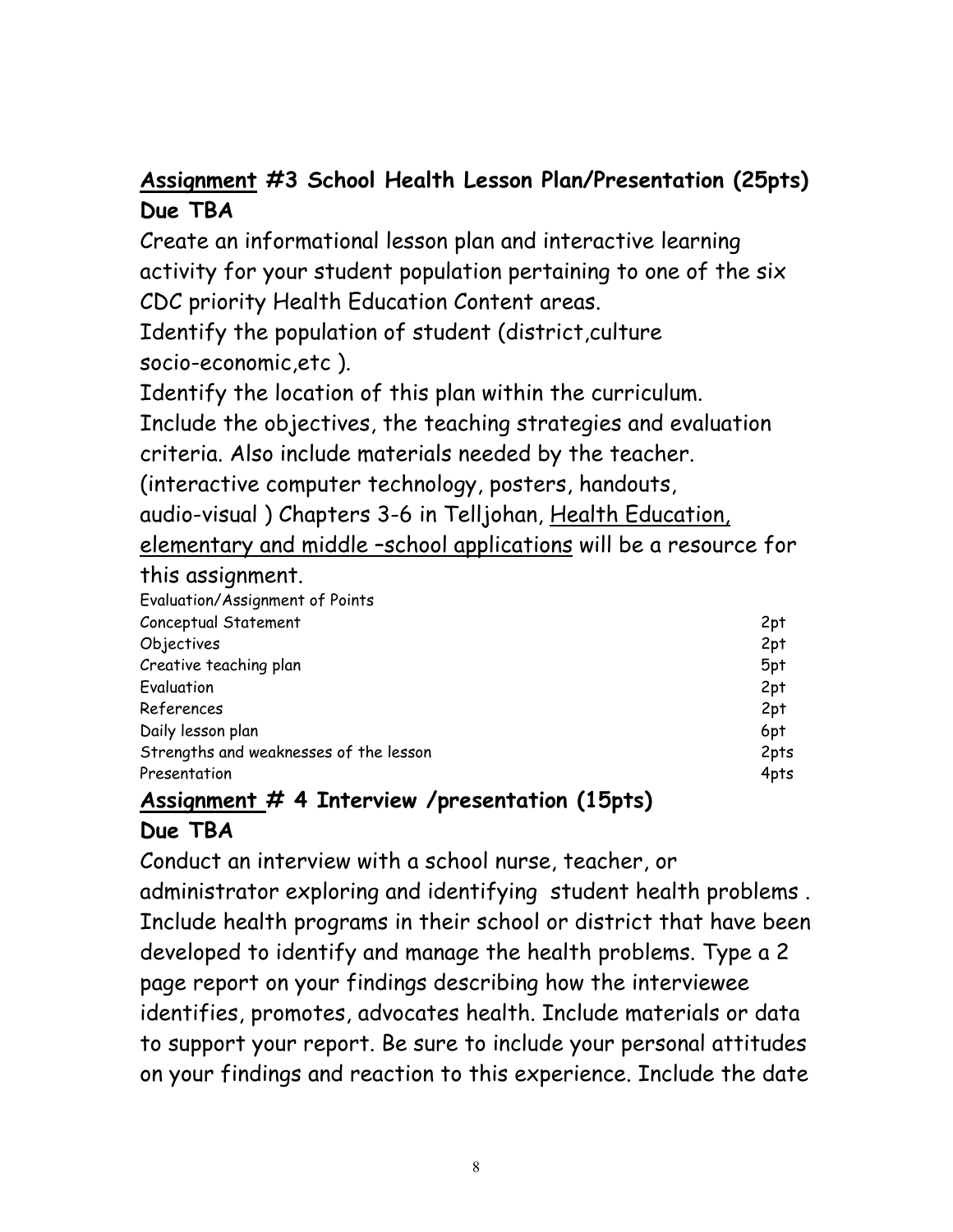## **<u>Assignment</u> #3 School Health Lesson Plan/Presentation (25pts)**
## **Due TBA**

Create an informational lesson plan and interactive learning activity for your student population pertaining to one of the six CDC priority Health Education Content areas.
Identify the population of student (district,culture socio-economic,etc ).
Identify the location of this plan within the curriculum.
Include the objectives, the teaching strategies and evaluation criteria. Also include materials needed by the teacher. (interactive computer technology, posters, handouts, audio-visual ) Chapters 3-6 in Telljohan, <u>Health Education, elementary and middle –school applications</u> will be a resource for this assignment.

| Evaluation/Assignment of Points | |
|---|---|
| Conceptual Statement | 2pt |
| Objectives | 2pt |
| Creative teaching plan | 5pt |
| Evaluation | 2pt |
| References | 2pt |
| Daily lesson plan | 6pt |
| Strengths and weaknesses of the lesson | 2pts |
| Presentation | 4pts |

## **<u>Assignment</u> # 4 Interview /presentation (15pts)**
## **Due TBA**

Conduct an interview with a school nurse, teacher, or administrator exploring and identifying student health problems . Include health programs in their school or district that have been developed to identify and manage the health problems. Type a 2 page report on your findings describing how the interviewee identifies, promotes, advocates health. Include materials or data to support your report. Be sure to include your personal attitudes on your findings and reaction to this experience. Include the date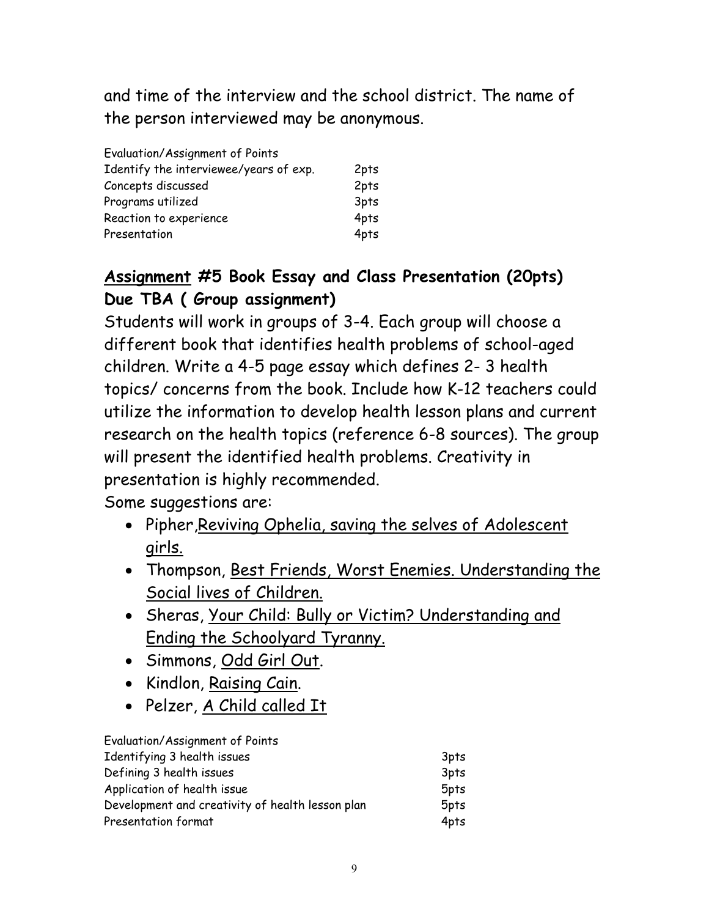and time of the interview and the school district. The name of the person interviewed may be anonymous.

| Evaluation/Assignment of Points | |
|---|---|
| Identify the interviewee/years of exp. | 2pts |
| Concepts discussed | 2pts |
| Programs utilized | 3pts |
| Reaction to experience | 4pts |
| Presentation | 4pts |

## **Assignment #5 Book Essay and Class Presentation (20pts) Due TBA ( Group assignment)**

Students will work in groups of 3-4. Each group will choose a different book that identifies health problems of school-aged children. Write a 4-5 page essay which defines 2- 3 health topics/ concerns from the book. Include how K-12 teachers could utilize the information to develop health lesson plans and current research on the health topics (reference 6-8 sources). The group will present the identified health problems. Creativity in presentation is highly recommended.

Some suggestions are:

- Pipher,Reviving Ophelia, saving the selves of Adolescent girls.
- Thompson, Best Friends, Worst Enemies. Understanding the Social lives of Children.
- Sheras, Your Child: Bully or Victim? Understanding and Ending the Schoolyard Tyranny.
- Simmons, Odd Girl Out.
- Kindlon, Raising Cain.
- Pelzer, A Child called It

| Evaluation/Assignment of Points | |
|---|---|
| Identifying 3 health issues | 3pts |
| Defining 3 health issues | 3pts |
| Application of health issue | 5pts |
| Development and creativity of health lesson plan | 5pts |
| Presentation format | 4pts |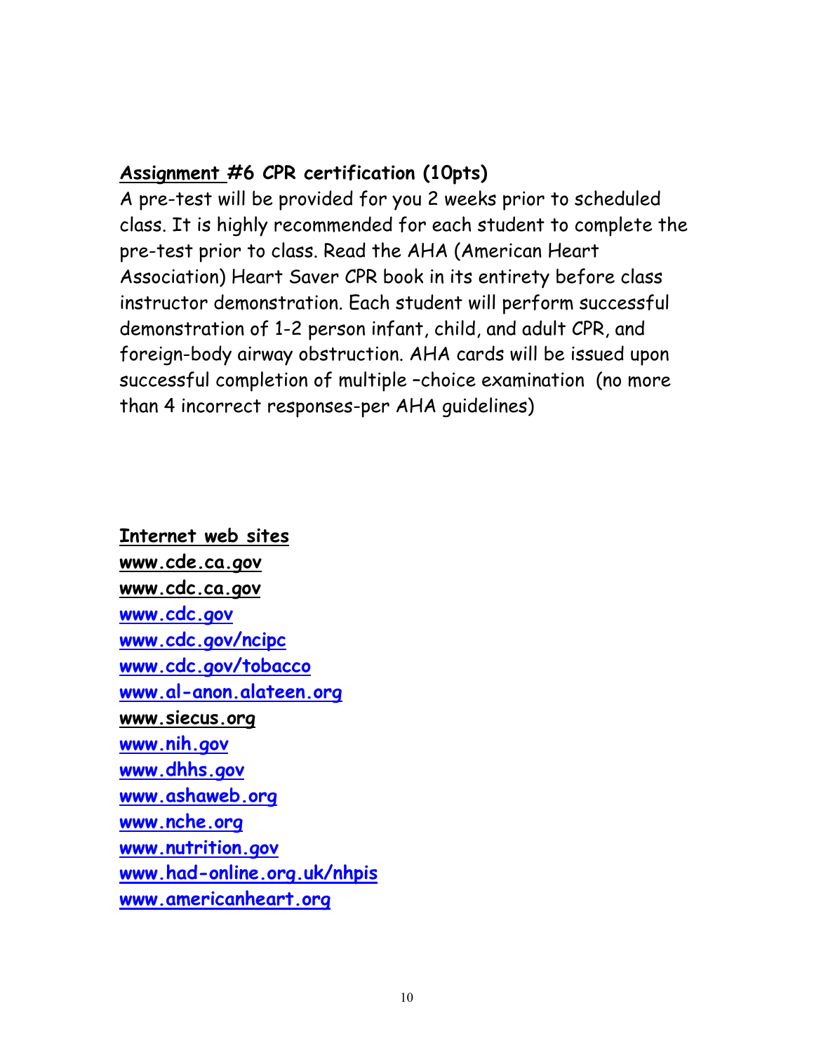**Assignment #6 CPR certification (10pts)**

A pre-test will be provided for you 2 weeks prior to scheduled class. It is highly recommended for each student to complete the pre-test prior to class. Read the AHA (American Heart Association) Heart Saver CPR book in its entirety before class instructor demonstration. Each student will perform successful demonstration of 1-2 person infant, child, and adult CPR, and foreign-body airway obstruction. AHA cards will be issued upon successful completion of multiple –choice examination (no more than 4 incorrect responses-per AHA guidelines)

**Internet web sites**

**www.cde.ca.gov**
**www.cdc.ca.gov**
**www.cdc.gov**
**www.cdc.gov/ncipc**
**www.cdc.gov/tobacco**
**www.al-anon.alateen.org**
**www.siecus.org**
**www.nih.gov**
**www.dhhs.gov**
**www.ashaweb.org**
**www.nche.org**
**www.nutrition.gov**
**www.had-online.org.uk/nhpis**
**www.americanheart.org**